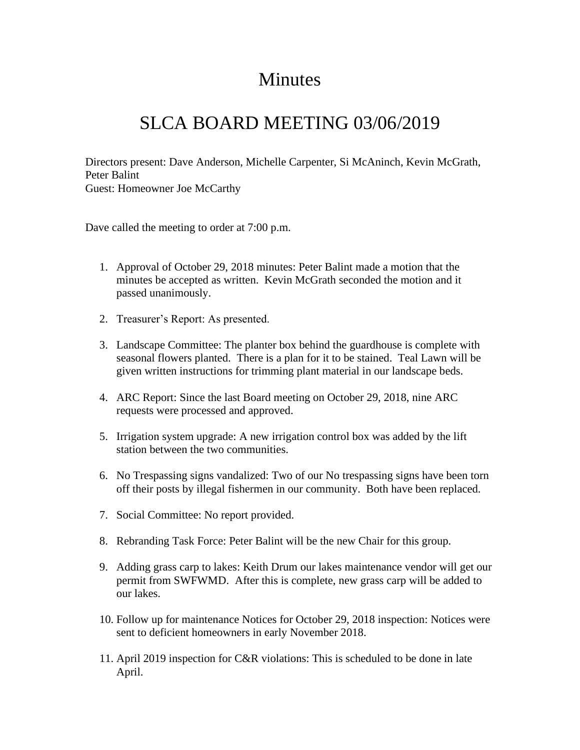# Minutes

# SLCA BOARD MEETING 03/06/2019

Directors present: Dave Anderson, Michelle Carpenter, Si McAninch, Kevin McGrath, Peter Balint
Guest: Homeowner Joe McCarthy

Dave called the meeting to order at 7:00 p.m.

1. Approval of October 29, 2018 minutes: Peter Balint made a motion that the minutes be accepted as written. Kevin McGrath seconded the motion and it passed unanimously.

2. Treasurer's Report: As presented.

3. Landscape Committee: The planter box behind the guardhouse is complete with seasonal flowers planted. There is a plan for it to be stained. Teal Lawn will be given written instructions for trimming plant material in our landscape beds.

4. ARC Report: Since the last Board meeting on October 29, 2018, nine ARC requests were processed and approved.

5. Irrigation system upgrade: A new irrigation control box was added by the lift station between the two communities.

6. No Trespassing signs vandalized: Two of our No trespassing signs have been torn off their posts by illegal fishermen in our community. Both have been replaced.

7. Social Committee: No report provided.

8. Rebranding Task Force: Peter Balint will be the new Chair for this group.

9. Adding grass carp to lakes: Keith Drum our lakes maintenance vendor will get our permit from SWFWMD. After this is complete, new grass carp will be added to our lakes.

10. Follow up for maintenance Notices for October 29, 2018 inspection: Notices were sent to deficient homeowners in early November 2018.

11. April 2019 inspection for C&R violations: This is scheduled to be done in late April.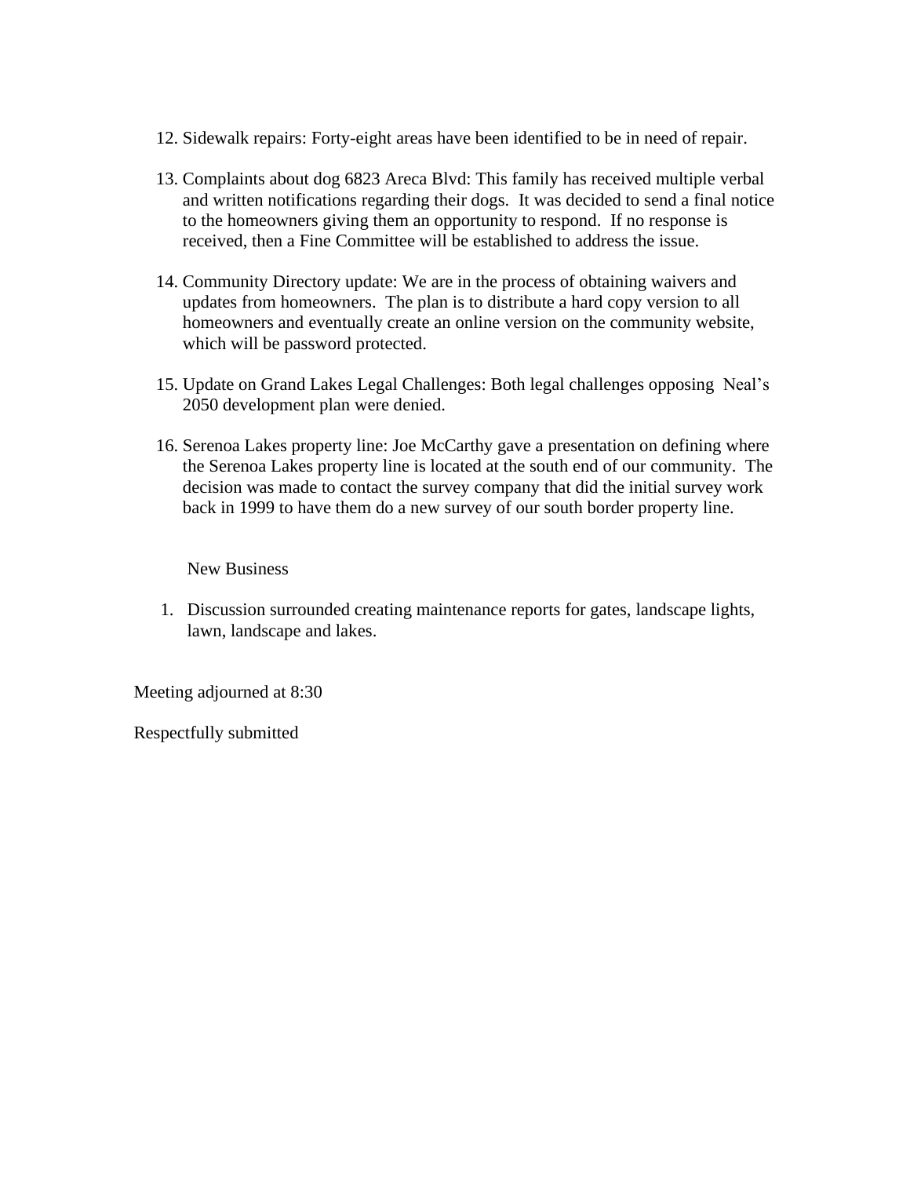12. Sidewalk repairs: Forty-eight areas have been identified to be in need of repair.

13. Complaints about dog 6823 Areca Blvd: This family has received multiple verbal and written notifications regarding their dogs. It was decided to send a final notice to the homeowners giving them an opportunity to respond. If no response is received, then a Fine Committee will be established to address the issue.

14. Community Directory update: We are in the process of obtaining waivers and updates from homeowners. The plan is to distribute a hard copy version to all homeowners and eventually create an online version on the community website, which will be password protected.

15. Update on Grand Lakes Legal Challenges: Both legal challenges opposing Neal's 2050 development plan were denied.

16. Serenoa Lakes property line: Joe McCarthy gave a presentation on defining where the Serenoa Lakes property line is located at the south end of our community. The decision was made to contact the survey company that did the initial survey work back in 1999 to have them do a new survey of our south border property line.

New Business

1. Discussion surrounded creating maintenance reports for gates, landscape lights, lawn, landscape and lakes.

Meeting adjourned at 8:30

Respectfully submitted